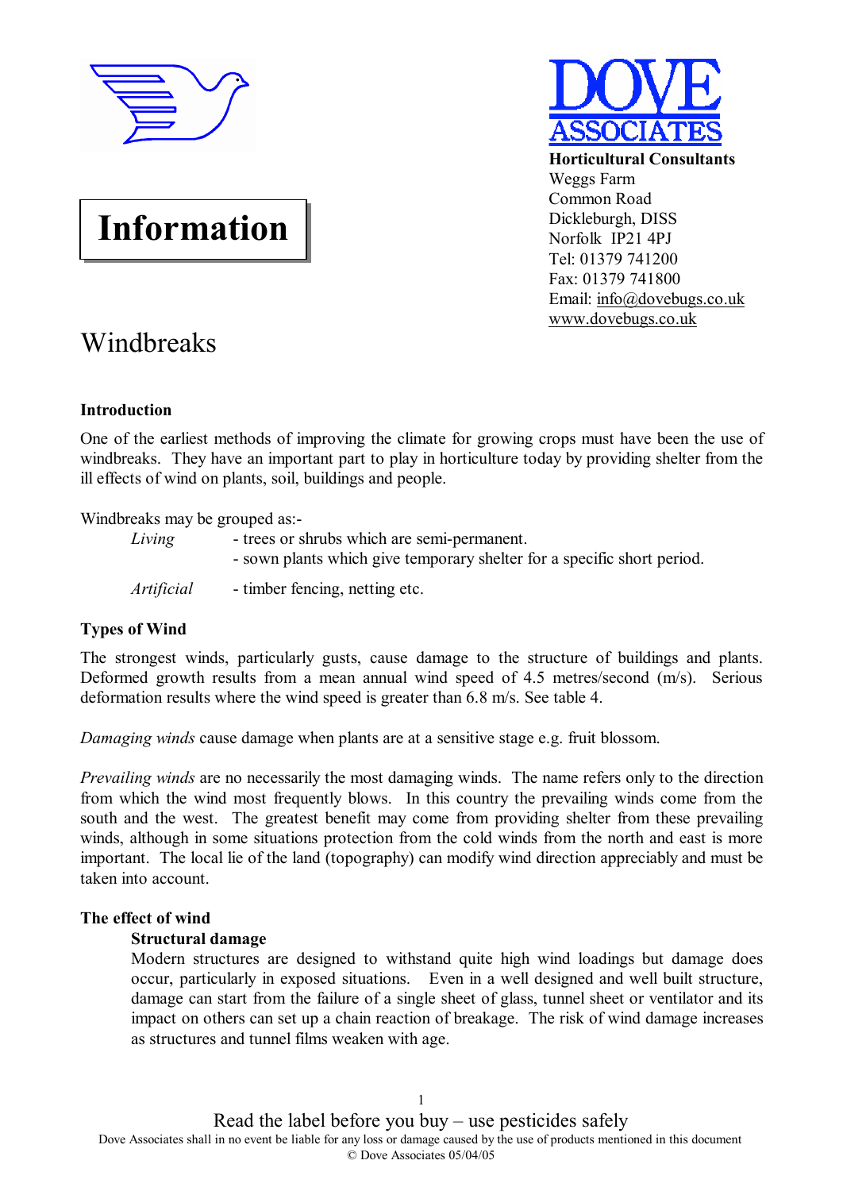**DOVE ASSOCIATES**

**Horticultural Consultants**
Weggs Farm
Common Road
Dickleburgh, DISS
Norfolk IP21 4PJ
Tel: 01379 741200
Fax: 01379 741800
Email: info@dovebugs.co.uk
www.dovebugs.co.uk

# Information

# Windbreaks

## Introduction

One of the earliest methods of improving the climate for growing crops must have been the use of windbreaks. They have an important part to play in horticulture today by providing shelter from the ill effects of wind on plants, soil, buildings and people.

Windbreaks may be grouped as:-

*Living* - trees or shrubs which are semi-permanent.
- sown plants which give temporary shelter for a specific short period.

*Artificial* - timber fencing, netting etc.

## Types of Wind

The strongest winds, particularly gusts, cause damage to the structure of buildings and plants. Deformed growth results from a mean annual wind speed of 4.5 metres/second (m/s). Serious deformation results where the wind speed is greater than 6.8 m/s. See table 4.

*Damaging winds* cause damage when plants are at a sensitive stage e.g. fruit blossom.

*Prevailing winds* are no necessarily the most damaging winds. The name refers only to the direction from which the wind most frequently blows. In this country the prevailing winds come from the south and the west. The greatest benefit may come from providing shelter from these prevailing winds, although in some situations protection from the cold winds from the north and east is more important. The local lie of the land (topography) can modify wind direction appreciably and must be taken into account.

## The effect of wind

### Structural damage

Modern structures are designed to withstand quite high wind loadings but damage does occur, particularly in exposed situations. Even in a well designed and well built structure, damage can start from the failure of a single sheet of glass, tunnel sheet or ventilator and its impact on others can set up a chain reaction of breakage. The risk of wind damage increases as structures and tunnel films weaken with age.

Read the label before you buy – use pesticides safely
Dove Associates shall in no event be liable for any loss or damage caused by the use of products mentioned in this document
© Dove Associates 05/04/05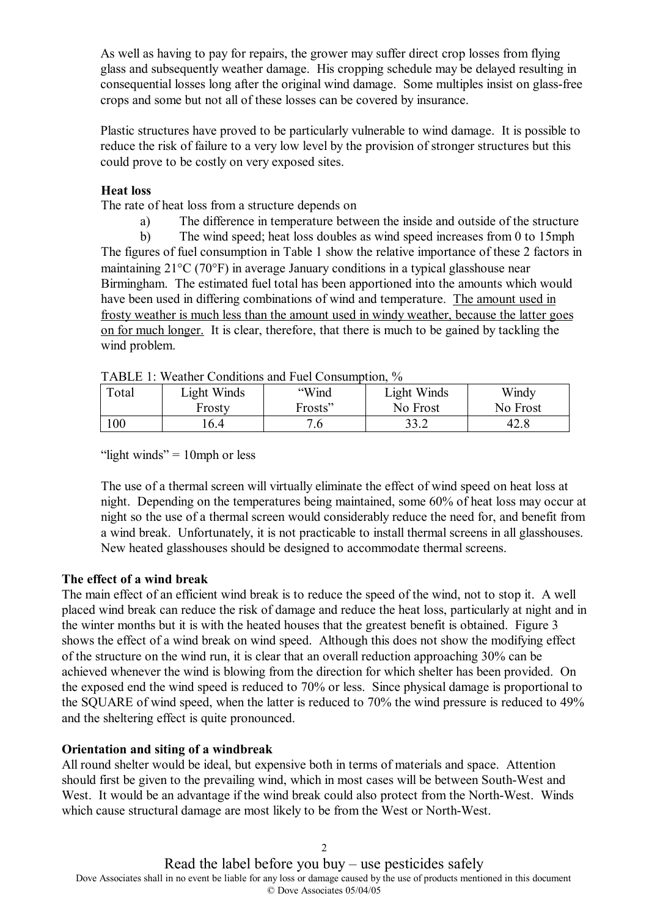As well as having to pay for repairs, the grower may suffer direct crop losses from flying glass and subsequently weather damage. His cropping schedule may be delayed resulting in consequential losses long after the original wind damage. Some multiples insist on glass-free crops and some but not all of these losses can be covered by insurance.

Plastic structures have proved to be particularly vulnerable to wind damage. It is possible to reduce the risk of failure to a very low level by the provision of stronger structures but this could prove to be costly on very exposed sites.

**Heat loss**

The rate of heat loss from a structure depends on

a) The difference in temperature between the inside and outside of the structure

b) The wind speed; heat loss doubles as wind speed increases from 0 to 15mph

The figures of fuel consumption in Table 1 show the relative importance of these 2 factors in maintaining 21°C (70°F) in average January conditions in a typical glasshouse near Birmingham. The estimated fuel total has been apportioned into the amounts which would have been used in differing combinations of wind and temperature. <u>The amount used in frosty weather is much less than the amount used in windy weather, because the latter goes on for much longer.</u> It is clear, therefore, that there is much to be gained by tackling the wind problem.

TABLE 1: Weather Conditions and Fuel Consumption, %

| Total | Light Winds Frosty | "Wind Frosts" | Light Winds No Frost | Windy No Frost |
|---|---|---|---|---|
| 100 | 16.4 | 7.6 | 33.2 | 42.8 |

"light winds" = 10mph or less

The use of a thermal screen will virtually eliminate the effect of wind speed on heat loss at night. Depending on the temperatures being maintained, some 60% of heat loss may occur at night so the use of a thermal screen would considerably reduce the need for, and benefit from a wind break. Unfortunately, it is not practicable to install thermal screens in all glasshouses. New heated glasshouses should be designed to accommodate thermal screens.

**The effect of a wind break**

The main effect of an efficient wind break is to reduce the speed of the wind, not to stop it. A well placed wind break can reduce the risk of damage and reduce the heat loss, particularly at night and in the winter months but it is with the heated houses that the greatest benefit is obtained. Figure 3 shows the effect of a wind break on wind speed. Although this does not show the modifying effect of the structure on the wind run, it is clear that an overall reduction approaching 30% can be achieved whenever the wind is blowing from the direction for which shelter has been provided. On the exposed end the wind speed is reduced to 70% or less. Since physical damage is proportional to the SQUARE of wind speed, when the latter is reduced to 70% the wind pressure is reduced to 49% and the sheltering effect is quite pronounced.

**Orientation and siting of a windbreak**

All round shelter would be ideal, but expensive both in terms of materials and space. Attention should first be given to the prevailing wind, which in most cases will be between South-West and West. It would be an advantage if the wind break could also protect from the North-West. Winds which cause structural damage are most likely to be from the West or North-West.

Read the label before you buy – use pesticides safely

Dove Associates shall in no event be liable for any loss or damage caused by the use of products mentioned in this document

© Dove Associates 05/04/05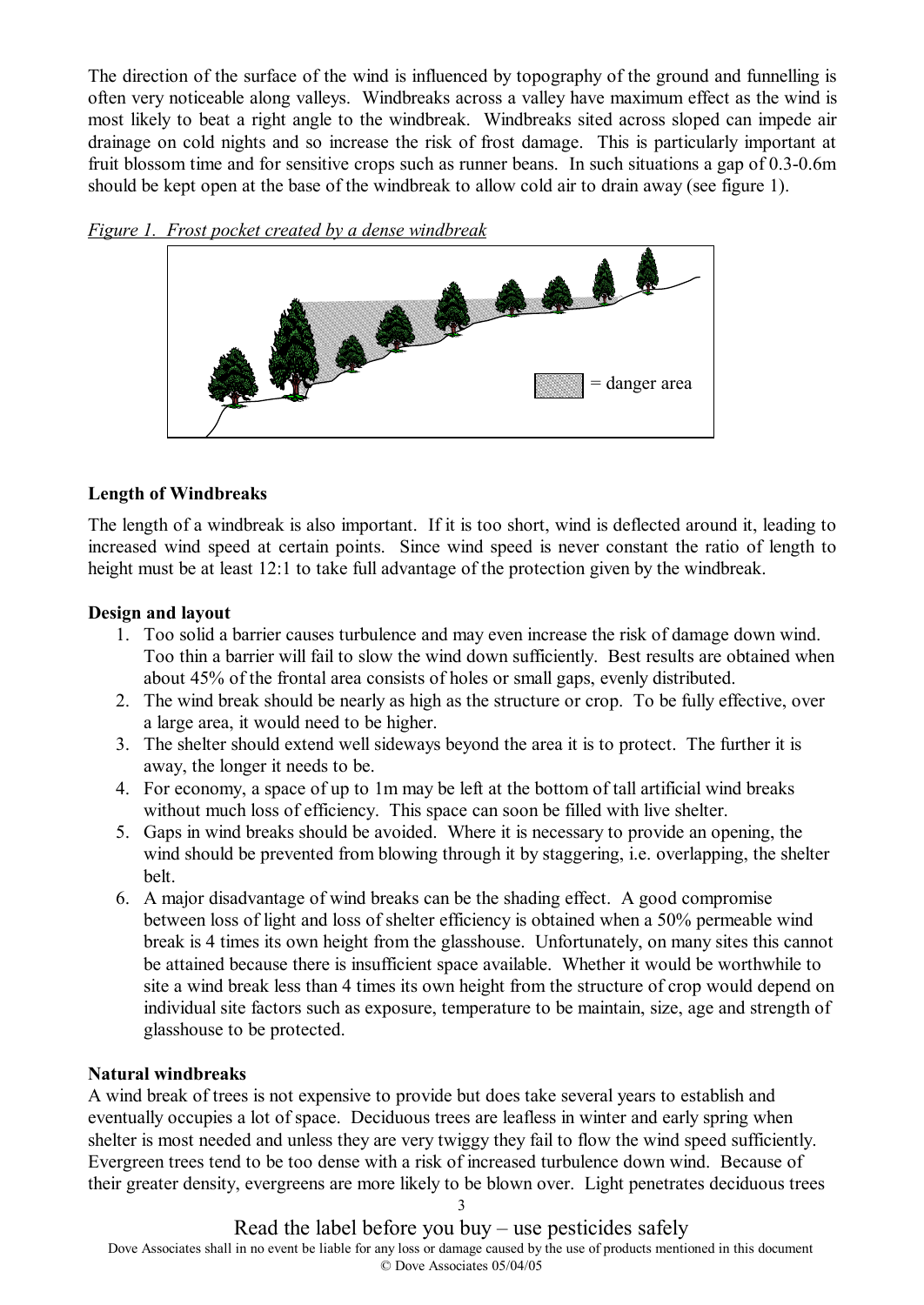The direction of the surface of the wind is influenced by topography of the ground and funnelling is often very noticeable along valleys. Windbreaks across a valley have maximum effect as the wind is most likely to beat a right angle to the windbreak. Windbreaks sited across sloped can impede air drainage on cold nights and so increase the risk of frost damage. This is particularly important at fruit blossom time and for sensitive crops such as runner beans. In such situations a gap of 0.3-0.6m should be kept open at the base of the windbreak to allow cold air to drain away (see figure 1).

*Figure 1. Frost pocket created by a dense windbreak*

= danger area

**Length of Windbreaks**

The length of a windbreak is also important. If it is too short, wind is deflected around it, leading to increased wind speed at certain points. Since wind speed is never constant the ratio of length to height must be at least 12:1 to take full advantage of the protection given by the windbreak.

**Design and layout**

1. Too solid a barrier causes turbulence and may even increase the risk of damage down wind. Too thin a barrier will fail to slow the wind down sufficiently. Best results are obtained when about 45% of the frontal area consists of holes or small gaps, evenly distributed.
2. The wind break should be nearly as high as the structure or crop. To be fully effective, over a large area, it would need to be higher.
3. The shelter should extend well sideways beyond the area it is to protect. The further it is away, the longer it needs to be.
4. For economy, a space of up to 1m may be left at the bottom of tall artificial wind breaks without much loss of efficiency. This space can soon be filled with live shelter.
5. Gaps in wind breaks should be avoided. Where it is necessary to provide an opening, the wind should be prevented from blowing through it by staggering, i.e. overlapping, the shelter belt.
6. A major disadvantage of wind breaks can be the shading effect. A good compromise between loss of light and loss of shelter efficiency is obtained when a 50% permeable wind break is 4 times its own height from the glasshouse. Unfortunately, on many sites this cannot be attained because there is insufficient space available. Whether it would be worthwhile to site a wind break less than 4 times its own height from the structure of crop would depend on individual site factors such as exposure, temperature to be maintain, size, age and strength of glasshouse to be protected.

**Natural windbreaks**

A wind break of trees is not expensive to provide but does take several years to establish and eventually occupies a lot of space. Deciduous trees are leafless in winter and early spring when shelter is most needed and unless they are very twiggy they fail to flow the wind speed sufficiently. Evergreen trees tend to be too dense with a risk of increased turbulence down wind. Because of their greater density, evergreens are more likely to be blown over. Light penetrates deciduous trees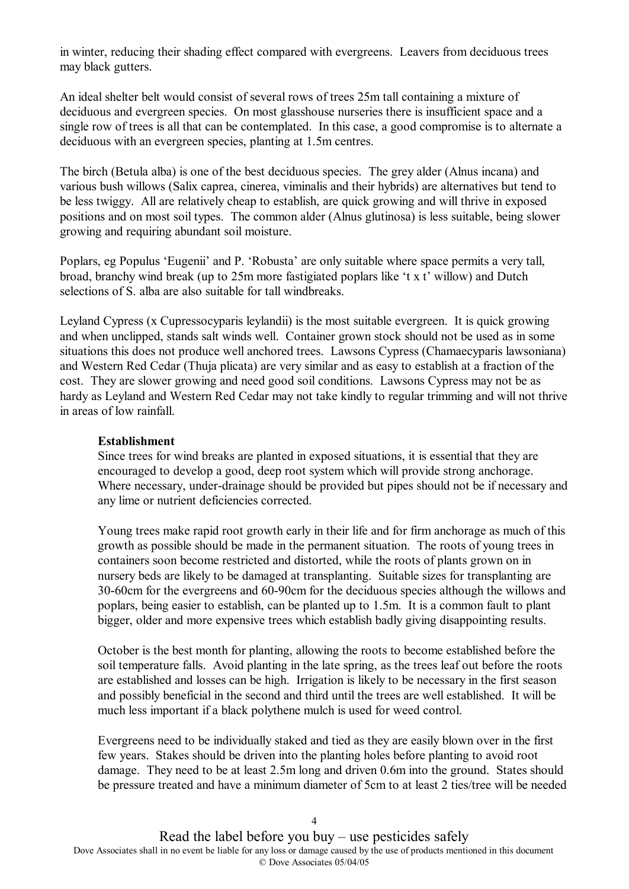in winter, reducing their shading effect compared with evergreens. Leavers from deciduous trees may black gutters.

An ideal shelter belt would consist of several rows of trees 25m tall containing a mixture of deciduous and evergreen species. On most glasshouse nurseries there is insufficient space and a single row of trees is all that can be contemplated. In this case, a good compromise is to alternate a deciduous with an evergreen species, planting at 1.5m centres.

The birch (Betula alba) is one of the best deciduous species. The grey alder (Alnus incana) and various bush willows (Salix caprea, cinerea, viminalis and their hybrids) are alternatives but tend to be less twiggy. All are relatively cheap to establish, are quick growing and will thrive in exposed positions and on most soil types. The common alder (Alnus glutinosa) is less suitable, being slower growing and requiring abundant soil moisture.

Poplars, eg Populus 'Eugenii' and P. 'Robusta' are only suitable where space permits a very tall, broad, branchy wind break (up to 25m more fastigiated poplars like 't x t' willow) and Dutch selections of S. alba are also suitable for tall windbreaks.

Leyland Cypress (x Cupressocyparis leylandii) is the most suitable evergreen. It is quick growing and when unclipped, stands salt winds well. Container grown stock should not be used as in some situations this does not produce well anchored trees. Lawsons Cypress (Chamaecyparis lawsoniana) and Western Red Cedar (Thuja plicata) are very similar and as easy to establish at a fraction of the cost. They are slower growing and need good soil conditions. Lawsons Cypress may not be as hardy as Leyland and Western Red Cedar may not take kindly to regular trimming and will not thrive in areas of low rainfall.

**Establishment**

Since trees for wind breaks are planted in exposed situations, it is essential that they are encouraged to develop a good, deep root system which will provide strong anchorage. Where necessary, under-drainage should be provided but pipes should not be if necessary and any lime or nutrient deficiencies corrected.

Young trees make rapid root growth early in their life and for firm anchorage as much of this growth as possible should be made in the permanent situation. The roots of young trees in containers soon become restricted and distorted, while the roots of plants grown on in nursery beds are likely to be damaged at transplanting. Suitable sizes for transplanting are 30-60cm for the evergreens and 60-90cm for the deciduous species although the willows and poplars, being easier to establish, can be planted up to 1.5m. It is a common fault to plant bigger, older and more expensive trees which establish badly giving disappointing results.

October is the best month for planting, allowing the roots to become established before the soil temperature falls. Avoid planting in the late spring, as the trees leaf out before the roots are established and losses can be high. Irrigation is likely to be necessary in the first season and possibly beneficial in the second and third until the trees are well established. It will be much less important if a black polythene mulch is used for weed control.

Evergreens need to be individually staked and tied as they are easily blown over in the first few years. Stakes should be driven into the planting holes before planting to avoid root damage. They need to be at least 2.5m long and driven 0.6m into the ground. States should be pressure treated and have a minimum diameter of 5cm to at least 2 ties/tree will be needed

Read the label before you buy – use pesticides safely

Dove Associates shall in no event be liable for any loss or damage caused by the use of products mentioned in this document
© Dove Associates 05/04/05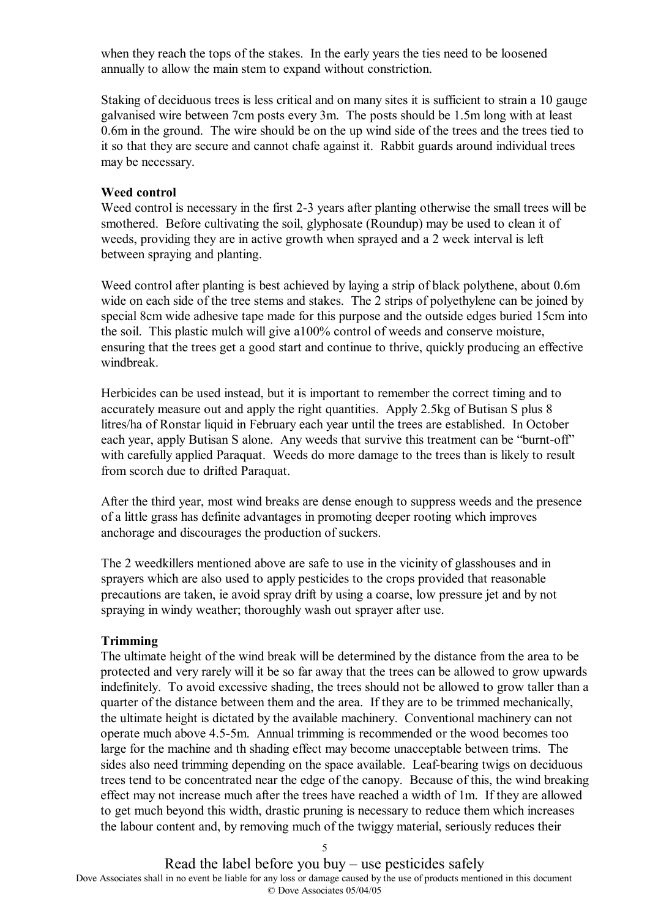when they reach the tops of the stakes. In the early years the ties need to be loosened annually to allow the main stem to expand without constriction.

Staking of deciduous trees is less critical and on many sites it is sufficient to strain a 10 gauge galvanised wire between 7cm posts every 3m. The posts should be 1.5m long with at least 0.6m in the ground. The wire should be on the up wind side of the trees and the trees tied to it so that they are secure and cannot chafe against it. Rabbit guards around individual trees may be necessary.

**Weed control**

Weed control is necessary in the first 2-3 years after planting otherwise the small trees will be smothered. Before cultivating the soil, glyphosate (Roundup) may be used to clean it of weeds, providing they are in active growth when sprayed and a 2 week interval is left between spraying and planting.

Weed control after planting is best achieved by laying a strip of black polythene, about 0.6m wide on each side of the tree stems and stakes. The 2 strips of polyethylene can be joined by special 8cm wide adhesive tape made for this purpose and the outside edges buried 15cm into the soil. This plastic mulch will give a100% control of weeds and conserve moisture, ensuring that the trees get a good start and continue to thrive, quickly producing an effective windbreak.

Herbicides can be used instead, but it is important to remember the correct timing and to accurately measure out and apply the right quantities. Apply 2.5kg of Butisan S plus 8 litres/ha of Ronstar liquid in February each year until the trees are established. In October each year, apply Butisan S alone. Any weeds that survive this treatment can be "burnt-off" with carefully applied Paraquat. Weeds do more damage to the trees than is likely to result from scorch due to drifted Paraquat.

After the third year, most wind breaks are dense enough to suppress weeds and the presence of a little grass has definite advantages in promoting deeper rooting which improves anchorage and discourages the production of suckers.

The 2 weedkillers mentioned above are safe to use in the vicinity of glasshouses and in sprayers which are also used to apply pesticides to the crops provided that reasonable precautions are taken, ie avoid spray drift by using a coarse, low pressure jet and by not spraying in windy weather; thoroughly wash out sprayer after use.

**Trimming**

The ultimate height of the wind break will be determined by the distance from the area to be protected and very rarely will it be so far away that the trees can be allowed to grow upwards indefinitely. To avoid excessive shading, the trees should not be allowed to grow taller than a quarter of the distance between them and the area. If they are to be trimmed mechanically, the ultimate height is dictated by the available machinery. Conventional machinery can not operate much above 4.5-5m. Annual trimming is recommended or the wood becomes too large for the machine and th shading effect may become unacceptable between trims. The sides also need trimming depending on the space available. Leaf-bearing twigs on deciduous trees tend to be concentrated near the edge of the canopy. Because of this, the wind breaking effect may not increase much after the trees have reached a width of 1m. If they are allowed to get much beyond this width, drastic pruning is necessary to reduce them which increases the labour content and, by removing much of the twiggy material, seriously reduces their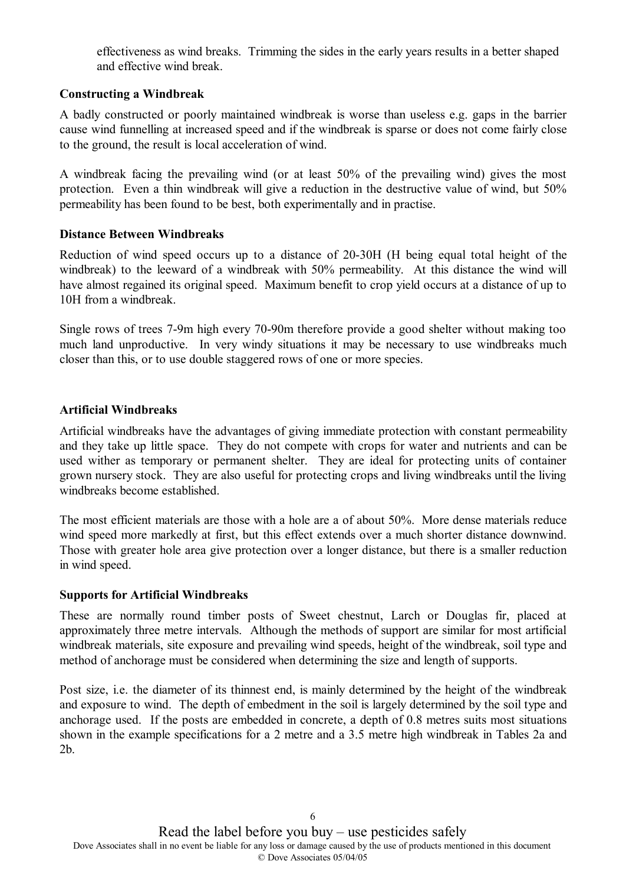effectiveness as wind breaks. Trimming the sides in the early years results in a better shaped and effective wind break.

**Constructing a Windbreak**

A badly constructed or poorly maintained windbreak is worse than useless e.g. gaps in the barrier cause wind funnelling at increased speed and if the windbreak is sparse or does not come fairly close to the ground, the result is local acceleration of wind.

A windbreak facing the prevailing wind (or at least 50% of the prevailing wind) gives the most protection. Even a thin windbreak will give a reduction in the destructive value of wind, but 50% permeability has been found to be best, both experimentally and in practise.

**Distance Between Windbreaks**

Reduction of wind speed occurs up to a distance of 20-30H (H being equal total height of the windbreak) to the leeward of a windbreak with 50% permeability. At this distance the wind will have almost regained its original speed. Maximum benefit to crop yield occurs at a distance of up to 10H from a windbreak.

Single rows of trees 7-9m high every 70-90m therefore provide a good shelter without making too much land unproductive. In very windy situations it may be necessary to use windbreaks much closer than this, or to use double staggered rows of one or more species.

**Artificial Windbreaks**

Artificial windbreaks have the advantages of giving immediate protection with constant permeability and they take up little space. They do not compete with crops for water and nutrients and can be used wither as temporary or permanent shelter. They are ideal for protecting units of container grown nursery stock. They are also useful for protecting crops and living windbreaks until the living windbreaks become established.

The most efficient materials are those with a hole are a of about 50%. More dense materials reduce wind speed more markedly at first, but this effect extends over a much shorter distance downwind. Those with greater hole area give protection over a longer distance, but there is a smaller reduction in wind speed.

**Supports for Artificial Windbreaks**

These are normally round timber posts of Sweet chestnut, Larch or Douglas fir, placed at approximately three metre intervals. Although the methods of support are similar for most artificial windbreak materials, site exposure and prevailing wind speeds, height of the windbreak, soil type and method of anchorage must be considered when determining the size and length of supports.

Post size, i.e. the diameter of its thinnest end, is mainly determined by the height of the windbreak and exposure to wind. The depth of embedment in the soil is largely determined by the soil type and anchorage used. If the posts are embedded in concrete, a depth of 0.8 metres suits most situations shown in the example specifications for a 2 metre and a 3.5 metre high windbreak in Tables 2a and 2b.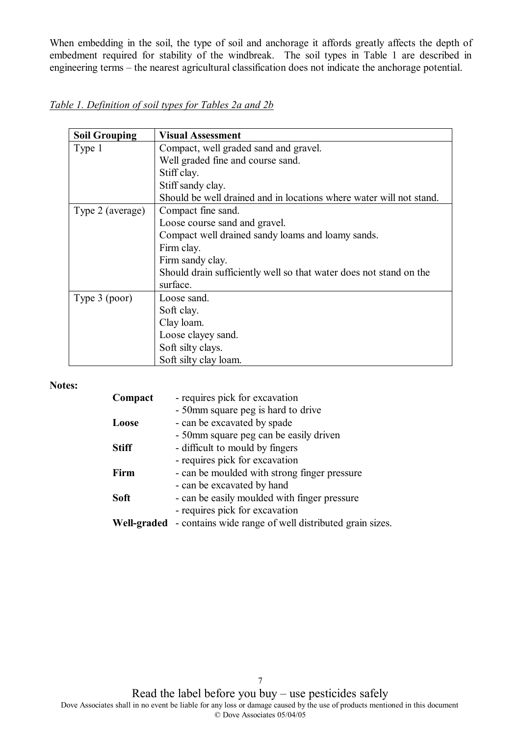When embedding in the soil, the type of soil and anchorage it affords greatly affects the depth of embedment required for stability of the windbreak. The soil types in Table 1 are described in engineering terms – the nearest agricultural classification does not indicate the anchorage potential.

*Table 1. Definition of soil types for Tables 2a and 2b*

| **Soil Grouping** | **Visual Assessment** |
|---|---|
| Type 1 | Compact, well graded sand and gravel.<br>Well graded fine and course sand.<br>Stiff clay.<br>Stiff sandy clay.<br>Should be well drained and in locations where water will not stand. |
| Type 2 (average) | Compact fine sand.<br>Loose course sand and gravel.<br>Compact well drained sandy loams and loamy sands.<br>Firm clay.<br>Firm sandy clay.<br>Should drain sufficiently well so that water does not stand on the surface. |
| Type 3 (poor) | Loose sand.<br>Soft clay.<br>Clay loam.<br>Loose clayey sand.<br>Soft silty clays.<br>Soft silty clay loam. |

**Notes:**

**Compact** - requires pick for excavation
- 50mm square peg is hard to drive

**Loose** - can be excavated by spade
- 50mm square peg can be easily driven

**Stiff** - difficult to mould by fingers
- requires pick for excavation

**Firm** - can be moulded with strong finger pressure
- can be excavated by hand

**Soft** - can be easily moulded with finger pressure
- requires pick for excavation

**Well-graded** - contains wide range of well distributed grain sizes.

Read the label before you buy – use pesticides safely

Dove Associates shall in no event be liable for any loss or damage caused by the use of products mentioned in this document

© Dove Associates 05/04/05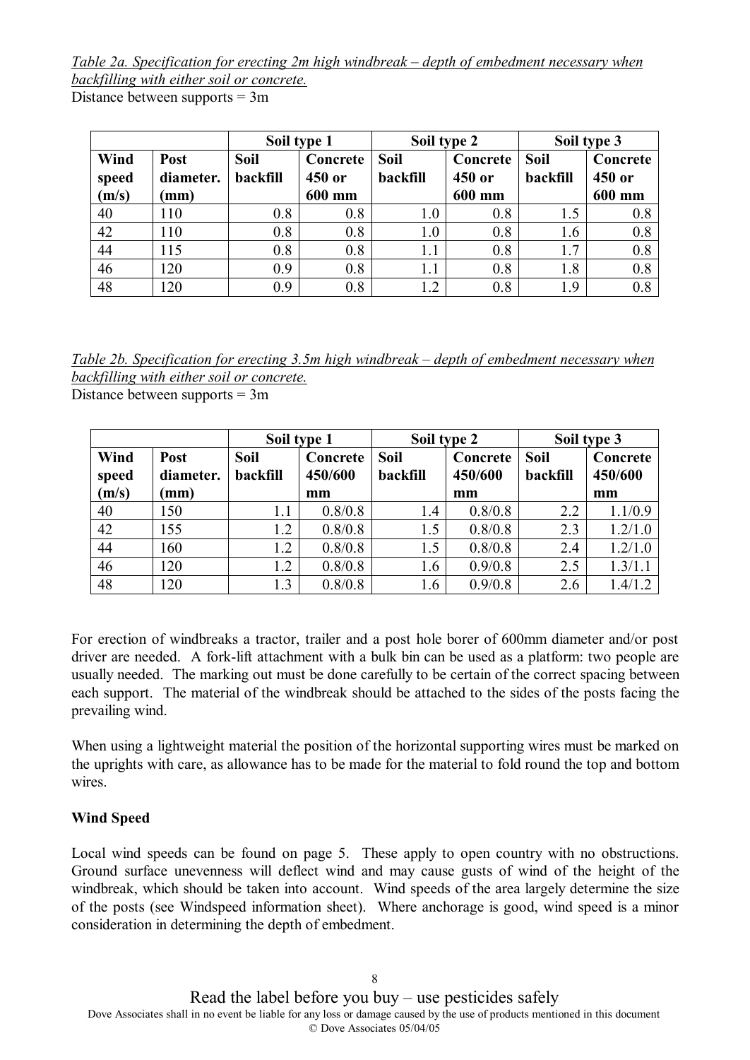*Table 2a. Specification for erecting 2m high windbreak – depth of embedment necessary when backfilling with either soil or concrete.*

Distance between supports = 3m

| | | Soil type 1 | | Soil type 2 | | Soil type 3 | |
|---|---|---|---|---|---|---|---|
| **Wind speed (m/s)** | **Post diameter. (mm)** | **Soil backfill** | **Concrete 450 or 600 mm** | **Soil backfill** | **Concrete 450 or 600 mm** | **Soil backfill** | **Concrete 450 or 600 mm** |
| 40 | 110 | 0.8 | 0.8 | 1.0 | 0.8 | 1.5 | 0.8 |
| 42 | 110 | 0.8 | 0.8 | 1.0 | 0.8 | 1.6 | 0.8 |
| 44 | 115 | 0.8 | 0.8 | 1.1 | 0.8 | 1.7 | 0.8 |
| 46 | 120 | 0.9 | 0.8 | 1.1 | 0.8 | 1.8 | 0.8 |
| 48 | 120 | 0.9 | 0.8 | 1.2 | 0.8 | 1.9 | 0.8 |

*Table 2b. Specification for erecting 3.5m high windbreak – depth of embedment necessary when backfilling with either soil or concrete.*

Distance between supports = 3m

| | | Soil type 1 | | Soil type 2 | | Soil type 3 | |
|---|---|---|---|---|---|---|---|
| **Wind speed (m/s)** | **Post diameter. (mm)** | **Soil backfill** | **Concrete 450/600 mm** | **Soil backfill** | **Concrete 450/600 mm** | **Soil backfill** | **Concrete 450/600 mm** |
| 40 | 150 | 1.1 | 0.8/0.8 | 1.4 | 0.8/0.8 | 2.2 | 1.1/0.9 |
| 42 | 155 | 1.2 | 0.8/0.8 | 1.5 | 0.8/0.8 | 2.3 | 1.2/1.0 |
| 44 | 160 | 1.2 | 0.8/0.8 | 1.5 | 0.8/0.8 | 2.4 | 1.2/1.0 |
| 46 | 120 | 1.2 | 0.8/0.8 | 1.6 | 0.9/0.8 | 2.5 | 1.3/1.1 |
| 48 | 120 | 1.3 | 0.8/0.8 | 1.6 | 0.9/0.8 | 2.6 | 1.4/1.2 |

For erection of windbreaks a tractor, trailer and a post hole borer of 600mm diameter and/or post driver are needed. A fork-lift attachment with a bulk bin can be used as a platform: two people are usually needed. The marking out must be done carefully to be certain of the correct spacing between each support. The material of the windbreak should be attached to the sides of the posts facing the prevailing wind.

When using a lightweight material the position of the horizontal supporting wires must be marked on the uprights with care, as allowance has to be made for the material to fold round the top and bottom wires.

**Wind Speed**

Local wind speeds can be found on page 5. These apply to open country with no obstructions. Ground surface unevenness will deflect wind and may cause gusts of wind of the height of the windbreak, which should be taken into account. Wind speeds of the area largely determine the size of the posts (see Windspeed information sheet). Where anchorage is good, wind speed is a minor consideration in determining the depth of embedment.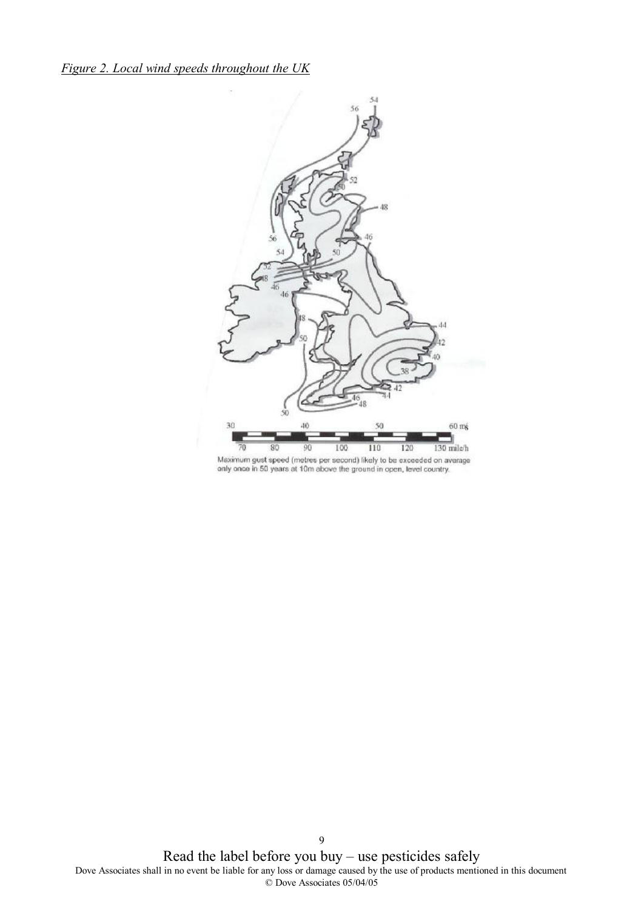*Figure 2. Local wind speeds throughout the UK*

Maximum gust speed (metres per second) likely to be exceeded on average only once in 50 years at 10m above the ground in open, level country.

Read the label before you buy – use pesticides safely

Dove Associates shall in no event be liable for any loss or damage caused by the use of products mentioned in this document

© Dove Associates 05/04/05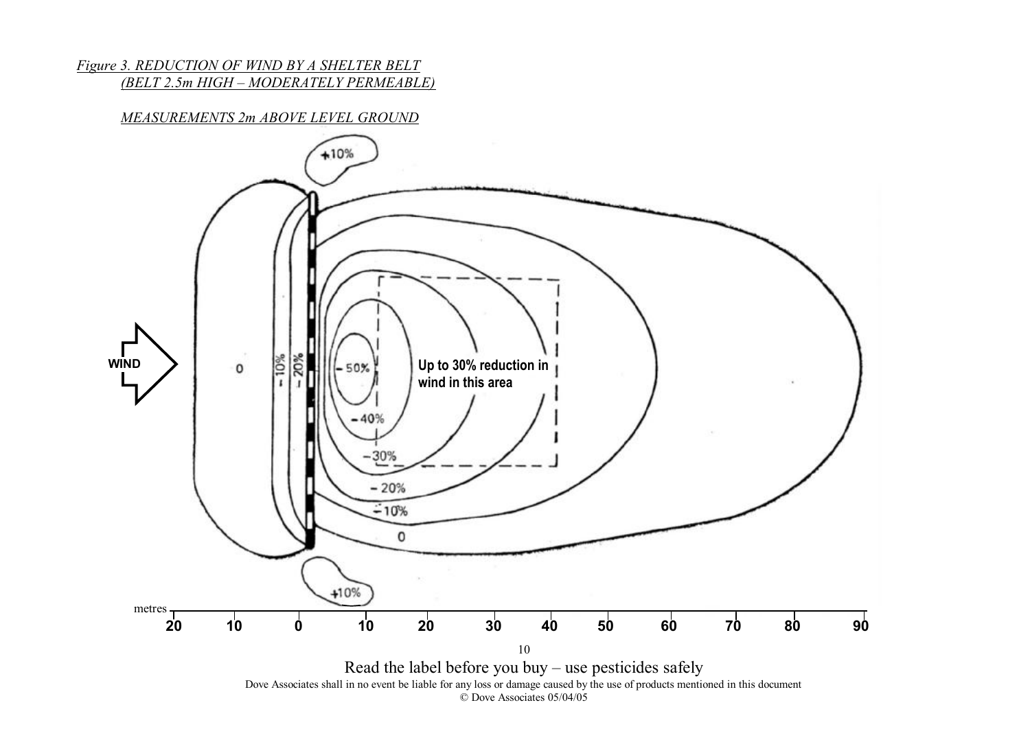*Figure 3. REDUCTION OF WIND BY A SHELTER BELT*
*(BELT 2.5m HIGH – MODERATELY PERMEABLE)*

*MEASUREMENTS 2m ABOVE LEVEL GROUND*

+10%

WIND

0

-10%

-20%

-50%

Up to 30% reduction in wind in this area

-40%

-30%

-20%

-10%

0

+10%

metres 20 10 0 10 20 30 40 50 60 70 80 90

Read the label before you buy – use pesticides safely

Dove Associates shall in no event be liable for any loss or damage caused by the use of products mentioned in this document

© Dove Associates 05/04/05